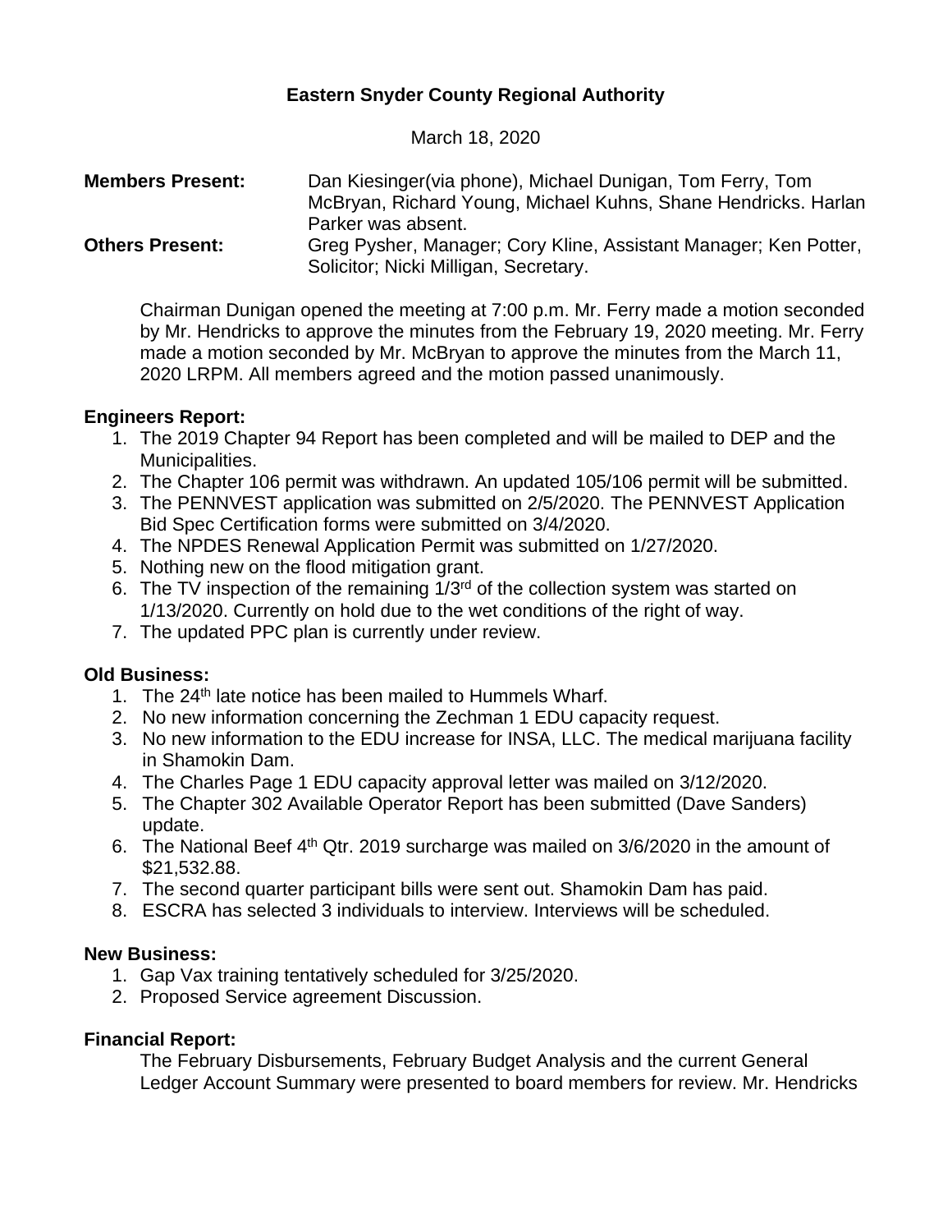**Eastern Snyder County Regional Authority**

March 18, 2020

**Members Present:** Dan Kiesinger(via phone), Michael Dunigan, Tom Ferry, Tom McBryan, Richard Young, Michael Kuhns, Shane Hendricks. Harlan Parker was absent.

**Others Present:** Greg Pysher, Manager; Cory Kline, Assistant Manager; Ken Potter, Solicitor; Nicki Milligan, Secretary.

Chairman Dunigan opened the meeting at 7:00 p.m. Mr. Ferry made a motion seconded by Mr. Hendricks to approve the minutes from the February 19, 2020 meeting. Mr. Ferry made a motion seconded by Mr. McBryan to approve the minutes from the March 11, 2020 LRPM. All members agreed and the motion passed unanimously.

**Engineers Report:**

1. The 2019 Chapter 94 Report has been completed and will be mailed to DEP and the Municipalities.
2. The Chapter 106 permit was withdrawn. An updated 105/106 permit will be submitted.
3. The PENNVEST application was submitted on 2/5/2020. The PENNVEST Application Bid Spec Certification forms were submitted on 3/4/2020.
4. The NPDES Renewal Application Permit was submitted on 1/27/2020.
5. Nothing new on the flood mitigation grant.
6. The TV inspection of the remaining 1/3rd of the collection system was started on 1/13/2020. Currently on hold due to the wet conditions of the right of way.
7. The updated PPC plan is currently under review.

**Old Business:**

1. The 24th late notice has been mailed to Hummels Wharf.
2. No new information concerning the Zechman 1 EDU capacity request.
3. No new information to the EDU increase for INSA, LLC. The medical marijuana facility in Shamokin Dam.
4. The Charles Page 1 EDU capacity approval letter was mailed on 3/12/2020.
5. The Chapter 302 Available Operator Report has been submitted (Dave Sanders) update.
6. The National Beef 4th Qtr. 2019 surcharge was mailed on 3/6/2020 in the amount of $21,532.88.
7. The second quarter participant bills were sent out. Shamokin Dam has paid.
8. ESCRA has selected 3 individuals to interview. Interviews will be scheduled.

**New Business:**

1. Gap Vax training tentatively scheduled for 3/25/2020.
2. Proposed Service agreement Discussion.

**Financial Report:**

The February Disbursements, February Budget Analysis and the current General Ledger Account Summary were presented to board members for review. Mr. Hendricks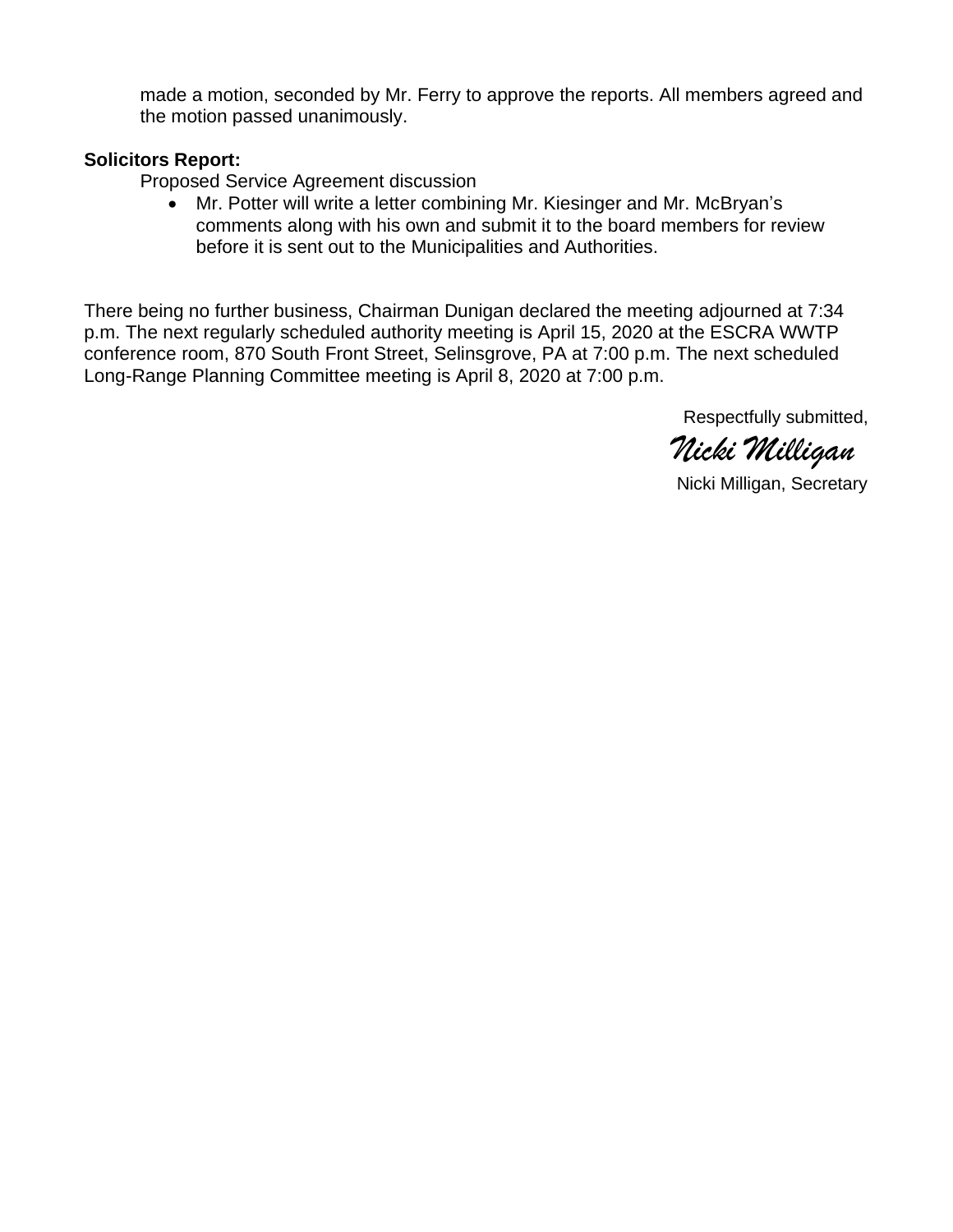made a motion, seconded by Mr. Ferry to approve the reports. All members agreed and the motion passed unanimously.

**Solicitors Report:**

Proposed Service Agreement discussion

- Mr. Potter will write a letter combining Mr. Kiesinger and Mr. McBryan's comments along with his own and submit it to the board members for review before it is sent out to the Municipalities and Authorities.

There being no further business, Chairman Dunigan declared the meeting adjourned at 7:34 p.m. The next regularly scheduled authority meeting is April 15, 2020 at the ESCRA WWTP conference room, 870 South Front Street, Selinsgrove, PA at 7:00 p.m. The next scheduled Long-Range Planning Committee meeting is April 8, 2020 at 7:00 p.m.

Respectfully submitted,

*Nicki Milligan*

Nicki Milligan, Secretary